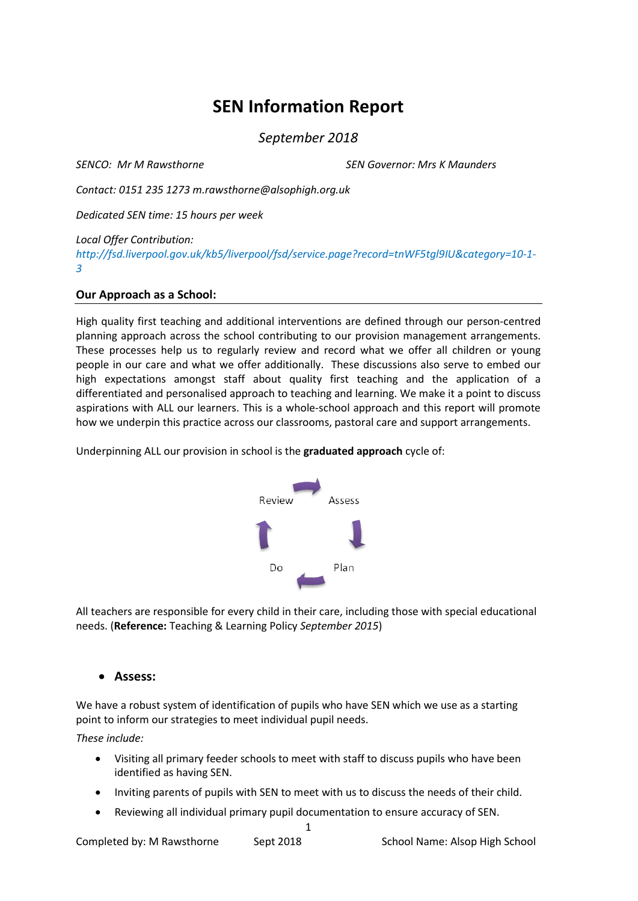# SEN Information Report

*September 2018*

*SENCO: Mr M Rawsthorne* *SEN Governor: Mrs K Maunders*

*Contact: 0151 235 1273 m.rawsthorne@alsophigh.org.uk*

*Dedicated SEN time: 15 hours per week*

*Local Offer Contribution:*
*http://fsd.liverpool.gov.uk/kb5/liverpool/fsd/service.page?record=tnWF5tgl9IU&category=10-1-3*

## Our Approach as a School:

High quality first teaching and additional interventions are defined through our person-centred planning approach across the school contributing to our provision management arrangements. These processes help us to regularly review and record what we offer all children or young people in our care and what we offer additionally. These discussions also serve to embed our high expectations amongst staff about quality first teaching and the application of a differentiated and personalised approach to teaching and learning. We make it a point to discuss aspirations with ALL our learners. This is a whole-school approach and this report will promote how we underpin this practice across our classrooms, pastoral care and support arrangements.

Underpinning ALL our provision in school is the **graduated approach** cycle of:

Review → Assess → Plan → Do

All teachers are responsible for every child in their care, including those with special educational needs. (**Reference:** Teaching & Learning Policy *September 2015*)

- **Assess:**

We have a robust system of identification of pupils who have SEN which we use as a starting point to inform our strategies to meet individual pupil needs.

*These include:*

- Visiting all primary feeder schools to meet with staff to discuss pupils who have been identified as having SEN.
- Inviting parents of pupils with SEN to meet with us to discuss the needs of their child.
- Reviewing all individual primary pupil documentation to ensure accuracy of SEN.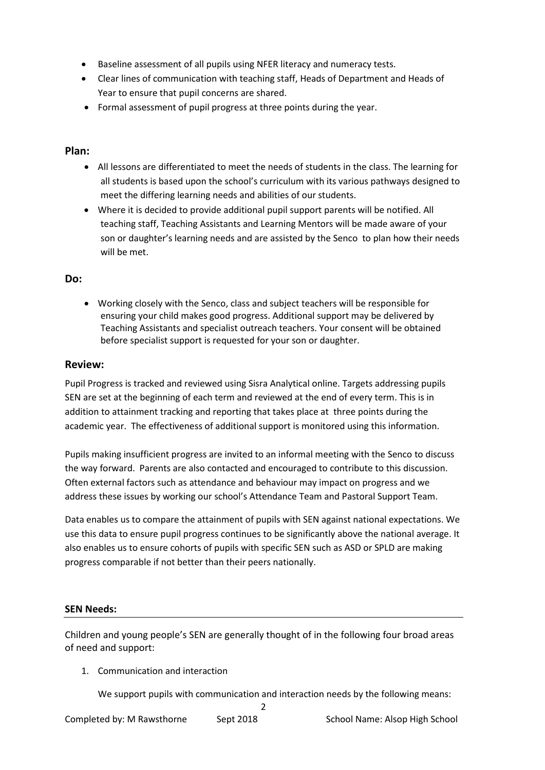- Baseline assessment of all pupils using NFER literacy and numeracy tests.
- Clear lines of communication with teaching staff, Heads of Department and Heads of Year to ensure that pupil concerns are shared.
- Formal assessment of pupil progress at three points during the year.

## Plan:

- All lessons are differentiated to meet the needs of students in the class. The learning for all students is based upon the school's curriculum with its various pathways designed to meet the differing learning needs and abilities of our students.
- Where it is decided to provide additional pupil support parents will be notified. All teaching staff, Teaching Assistants and Learning Mentors will be made aware of your son or daughter's learning needs and are assisted by the Senco to plan how their needs will be met.

## Do:

- Working closely with the Senco, class and subject teachers will be responsible for ensuring your child makes good progress. Additional support may be delivered by Teaching Assistants and specialist outreach teachers. Your consent will be obtained before specialist support is requested for your son or daughter.

## Review:

Pupil Progress is tracked and reviewed using Sisra Analytical online. Targets addressing pupils SEN are set at the beginning of each term and reviewed at the end of every term. This is in addition to attainment tracking and reporting that takes place at three points during the academic year. The effectiveness of additional support is monitored using this information.

Pupils making insufficient progress are invited to an informal meeting with the Senco to discuss the way forward. Parents are also contacted and encouraged to contribute to this discussion. Often external factors such as attendance and behaviour may impact on progress and we address these issues by working our school's Attendance Team and Pastoral Support Team.

Data enables us to compare the attainment of pupils with SEN against national expectations. We use this data to ensure pupil progress continues to be significantly above the national average. It also enables us to ensure cohorts of pupils with specific SEN such as ASD or SPLD are making progress comparable if not better than their peers nationally.

**SEN Needs:**

Children and young people's SEN are generally thought of in the following four broad areas of need and support:

1. Communication and interaction

   We support pupils with communication and interaction needs by the following means: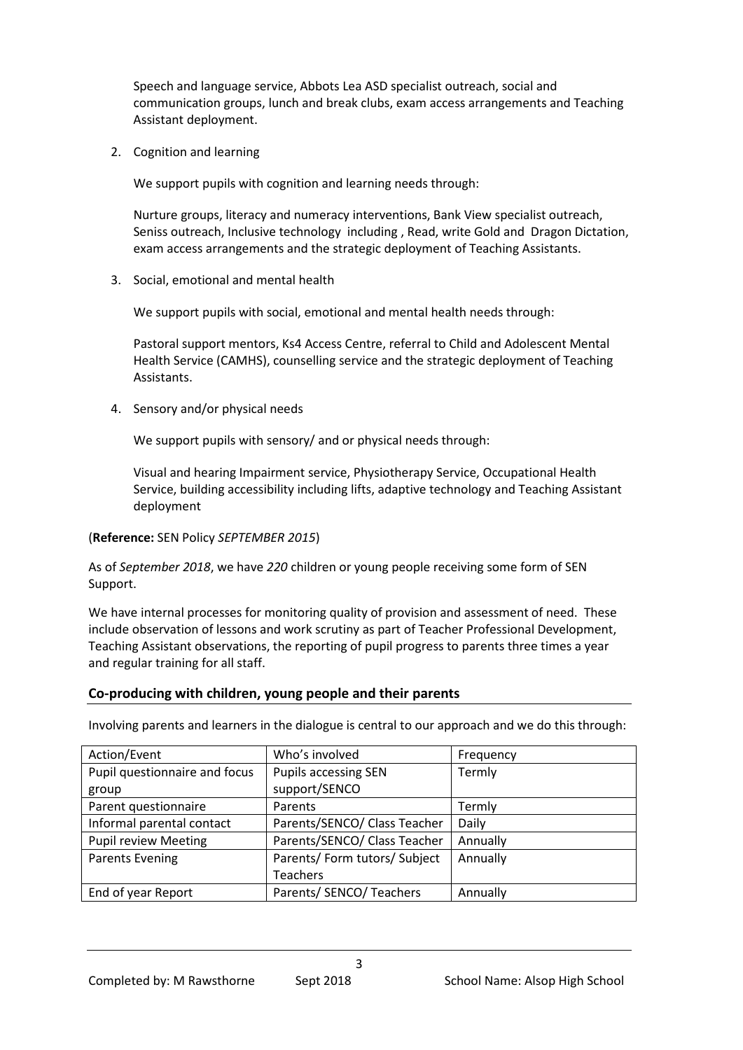Speech and language service, Abbots Lea ASD specialist outreach, social and communication groups, lunch and break clubs, exam access arrangements and Teaching Assistant deployment.

2. Cognition and learning

   We support pupils with cognition and learning needs through:

   Nurture groups, literacy and numeracy interventions, Bank View specialist outreach, Seniss outreach, Inclusive technology including , Read, write Gold and Dragon Dictation, exam access arrangements and the strategic deployment of Teaching Assistants.

3. Social, emotional and mental health

   We support pupils with social, emotional and mental health needs through:

   Pastoral support mentors, Ks4 Access Centre, referral to Child and Adolescent Mental Health Service (CAMHS), counselling service and the strategic deployment of Teaching Assistants.

4. Sensory and/or physical needs

   We support pupils with sensory/ and or physical needs through:

   Visual and hearing Impairment service, Physiotherapy Service, Occupational Health Service, building accessibility including lifts, adaptive technology and Teaching Assistant deployment

(**Reference:** SEN Policy *SEPTEMBER 2015*)

As of *September 2018*, we have *220* children or young people receiving some form of SEN Support.

We have internal processes for monitoring quality of provision and assessment of need. These include observation of lessons and work scrutiny as part of Teacher Professional Development, Teaching Assistant observations, the reporting of pupil progress to parents three times a year and regular training for all staff.

## Co-producing with children, young people and their parents

Involving parents and learners in the dialogue is central to our approach and we do this through:

| Action/Event | Who's involved | Frequency |
|---|---|---|
| Pupil questionnaire and focus group | Pupils accessing SEN support/SENCO | Termly |
| Parent questionnaire | Parents | Termly |
| Informal parental contact | Parents/SENCO/ Class Teacher | Daily |
| Pupil review Meeting | Parents/SENCO/ Class Teacher | Annually |
| Parents Evening | Parents/ Form tutors/ Subject Teachers | Annually |
| End of year Report | Parents/ SENCO/ Teachers | Annually |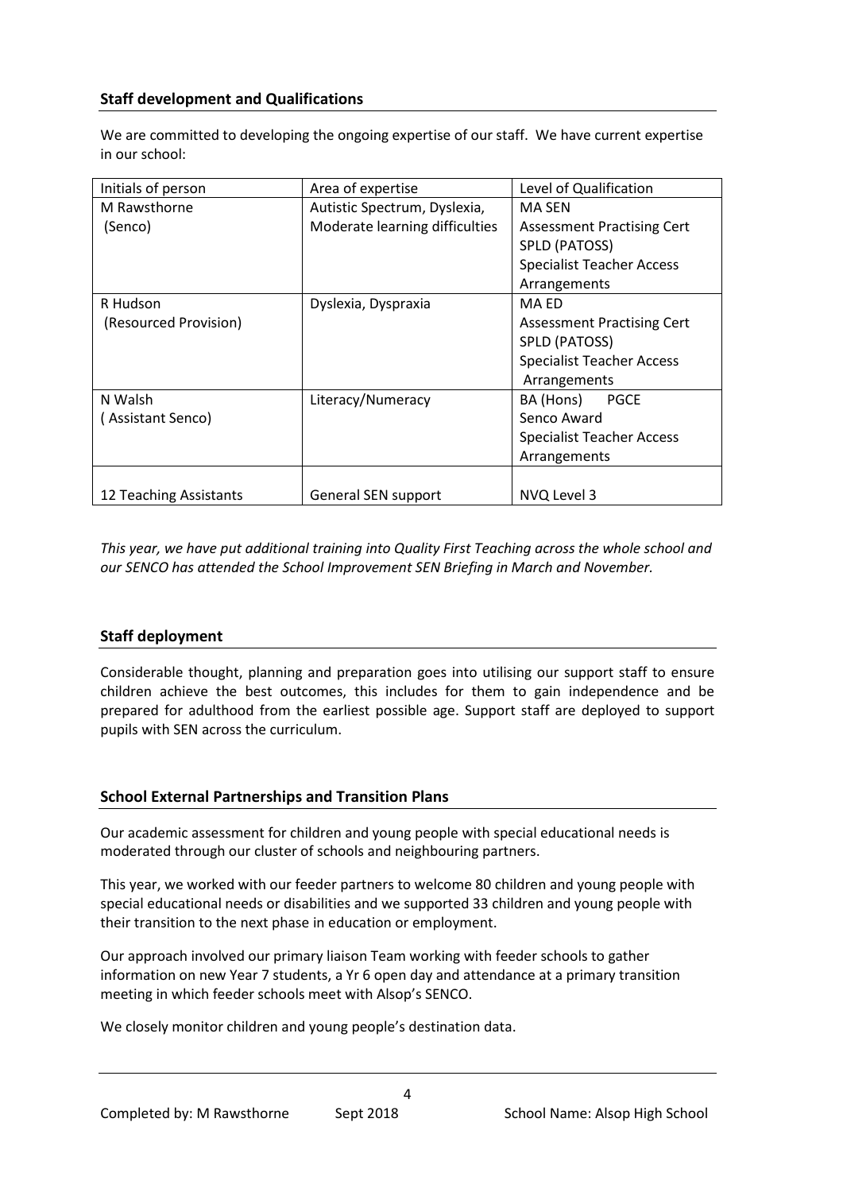## Staff development and Qualifications

We are committed to developing the ongoing expertise of our staff. We have current expertise in our school:

| Initials of person | Area of expertise | Level of Qualification |
|---|---|---|
| M Rawsthorne (Senco) | Autistic Spectrum, Dyslexia, Moderate learning difficulties | MA SEN<br>Assessment Practising Cert SPLD (PATOSS)<br>Specialist Teacher Access Arrangements |
| R Hudson (Resourced Provision) | Dyslexia, Dyspraxia | MA ED<br>Assessment Practising Cert SPLD (PATOSS)<br>Specialist Teacher Access Arrangements |
| N Walsh ( Assistant Senco) | Literacy/Numeracy | BA (Hons) PGCE<br>Senco Award<br>Specialist Teacher Access Arrangements |
| 12 Teaching Assistants | General SEN support | NVQ Level 3 |

*This year, we have put additional training into Quality First Teaching across the whole school and our SENCO has attended the School Improvement SEN Briefing in March and November.*

## Staff deployment

Considerable thought, planning and preparation goes into utilising our support staff to ensure children achieve the best outcomes, this includes for them to gain independence and be prepared for adulthood from the earliest possible age. Support staff are deployed to support pupils with SEN across the curriculum.

## School External Partnerships and Transition Plans

Our academic assessment for children and young people with special educational needs is moderated through our cluster of schools and neighbouring partners.

This year, we worked with our feeder partners to welcome 80 children and young people with special educational needs or disabilities and we supported 33 children and young people with their transition to the next phase in education or employment.

Our approach involved our primary liaison Team working with feeder schools to gather information on new Year 7 students, a Yr 6 open day and attendance at a primary transition meeting in which feeder schools meet with Alsop's SENCO.

We closely monitor children and young people's destination data.

Completed by: M Rawsthorne Sept 2018 School Name: Alsop High School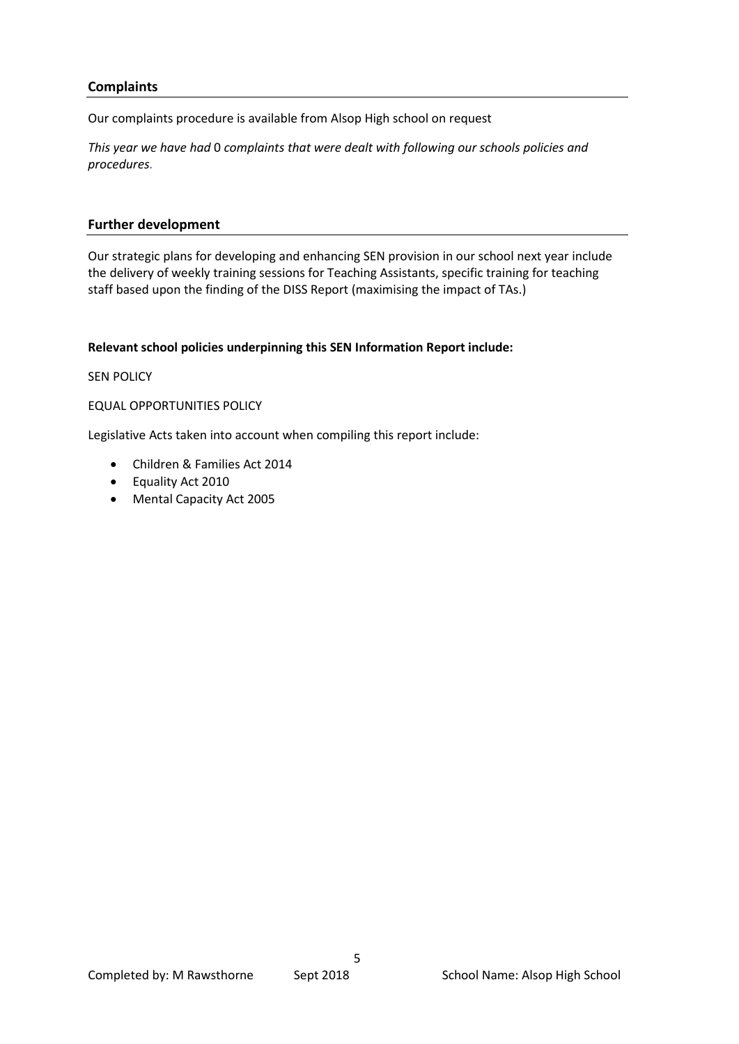## Complaints

Our complaints procedure is available from Alsop High school on request

*This year we have had* 0 *complaints that were dealt with following our schools policies and procedures.*

## Further development

Our strategic plans for developing and enhancing SEN provision in our school next year include the delivery of weekly training sessions for Teaching Assistants, specific training for teaching staff based upon the finding of the DISS Report (maximising the impact of TAs.)

**Relevant school policies underpinning this SEN Information Report include:**

SEN POLICY

EQUAL OPPORTUNITIES POLICY

Legislative Acts taken into account when compiling this report include:

- Children & Families Act 2014
- Equality Act 2010
- Mental Capacity Act 2005

Completed by: M Rawsthorne Sept 2018 School Name: Alsop High School